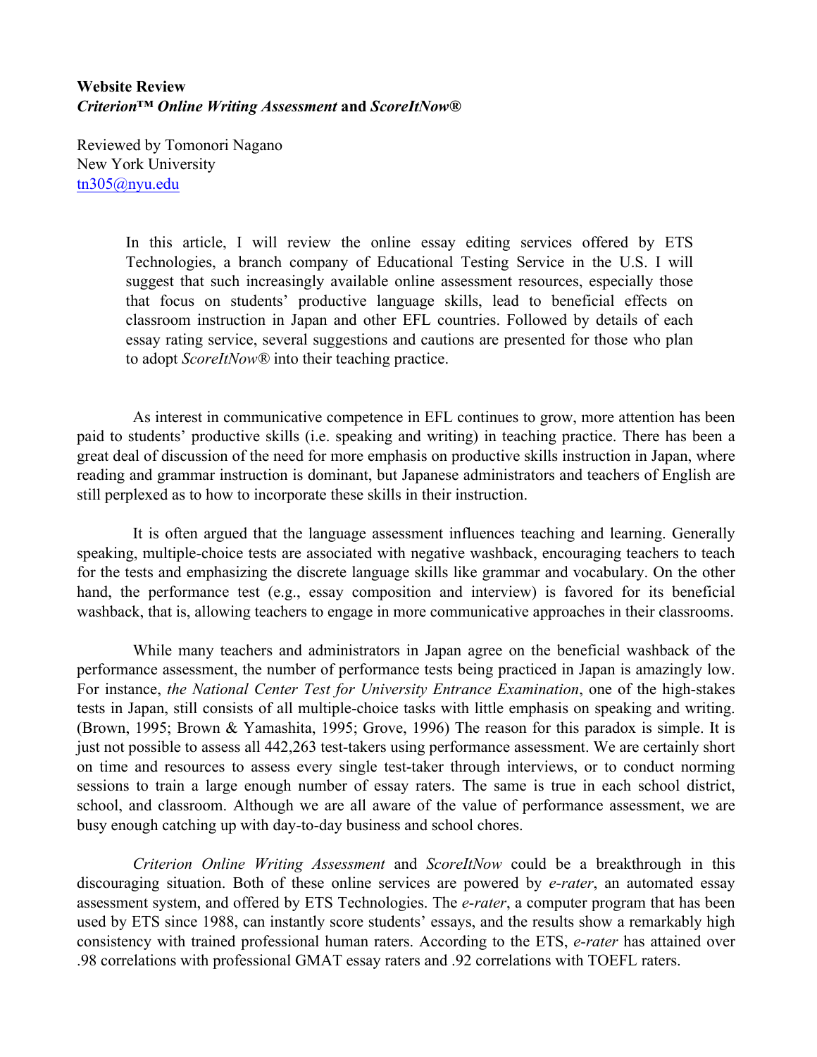**Website Review**
***Criterion™ Online Writing Assessment* and *ScoreItNow®***

Reviewed by Tomonori Nagano
New York University
tn305@nyu.edu

> In this article, I will review the online essay editing services offered by ETS Technologies, a branch company of Educational Testing Service in the U.S. I will suggest that such increasingly available online assessment resources, especially those that focus on students' productive language skills, lead to beneficial effects on classroom instruction in Japan and other EFL countries. Followed by details of each essay rating service, several suggestions and cautions are presented for those who plan to adopt *ScoreItNow®* into their teaching practice.

As interest in communicative competence in EFL continues to grow, more attention has been paid to students' productive skills (i.e. speaking and writing) in teaching practice. There has been a great deal of discussion of the need for more emphasis on productive skills instruction in Japan, where reading and grammar instruction is dominant, but Japanese administrators and teachers of English are still perplexed as to how to incorporate these skills in their instruction.

It is often argued that the language assessment influences teaching and learning. Generally speaking, multiple-choice tests are associated with negative washback, encouraging teachers to teach for the tests and emphasizing the discrete language skills like grammar and vocabulary. On the other hand, the performance test (e.g., essay composition and interview) is favored for its beneficial washback, that is, allowing teachers to engage in more communicative approaches in their classrooms.

While many teachers and administrators in Japan agree on the beneficial washback of the performance assessment, the number of performance tests being practiced in Japan is amazingly low. For instance, *the National Center Test for University Entrance Examination*, one of the high-stakes tests in Japan, still consists of all multiple-choice tasks with little emphasis on speaking and writing. (Brown, 1995; Brown & Yamashita, 1995; Grove, 1996) The reason for this paradox is simple. It is just not possible to assess all 442,263 test-takers using performance assessment. We are certainly short on time and resources to assess every single test-taker through interviews, or to conduct norming sessions to train a large enough number of essay raters. The same is true in each school district, school, and classroom. Although we are all aware of the value of performance assessment, we are busy enough catching up with day-to-day business and school chores.

*Criterion Online Writing Assessment* and *ScoreItNow* could be a breakthrough in this discouraging situation. Both of these online services are powered by *e-rater*, an automated essay assessment system, and offered by ETS Technologies. The *e-rater*, a computer program that has been used by ETS since 1988, can instantly score students' essays, and the results show a remarkably high consistency with trained professional human raters. According to the ETS, *e-rater* has attained over .98 correlations with professional GMAT essay raters and .92 correlations with TOEFL raters.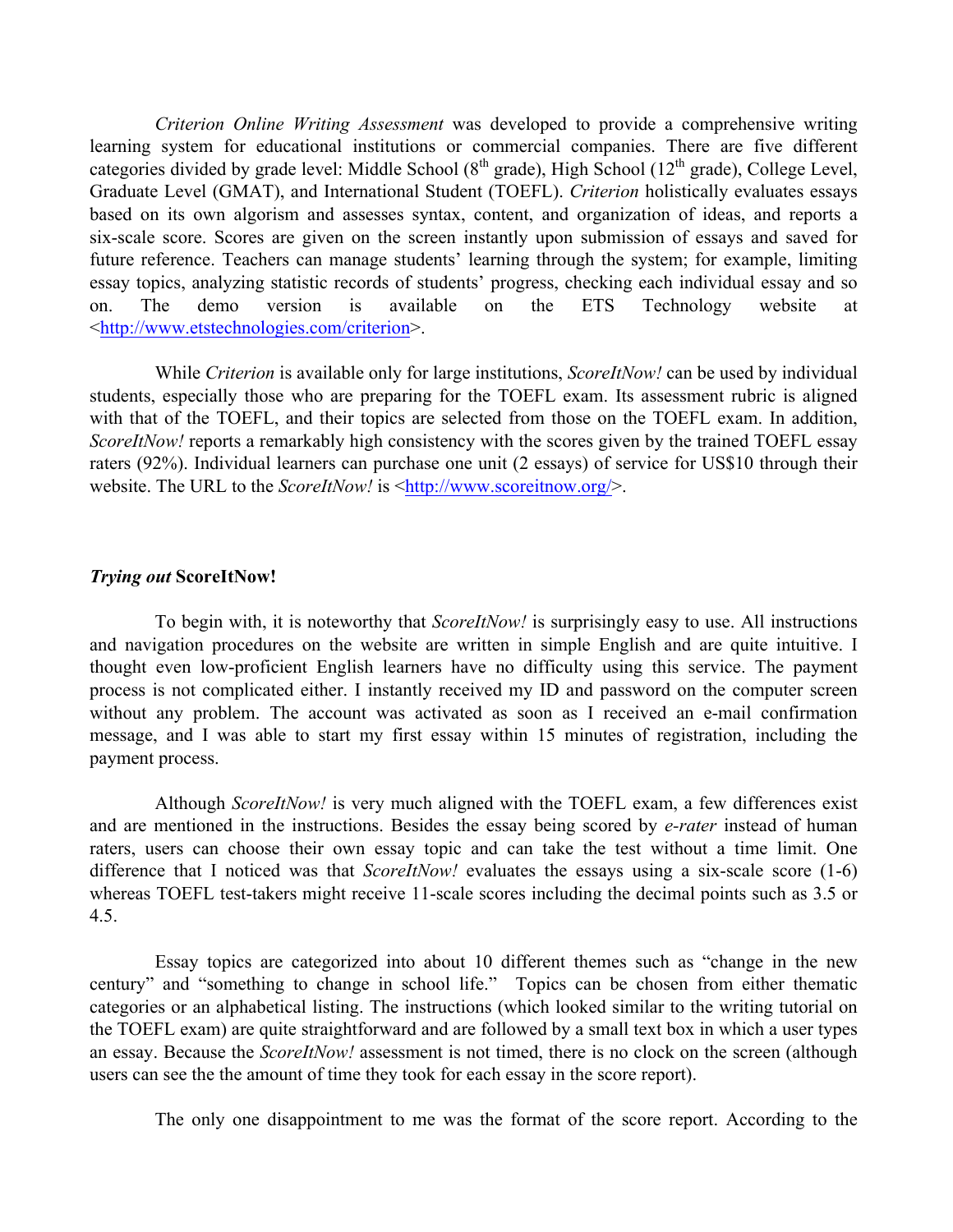*Criterion Online Writing Assessment* was developed to provide a comprehensive writing learning system for educational institutions or commercial companies. There are five different categories divided by grade level: Middle School (8th grade), High School (12th grade), College Level, Graduate Level (GMAT), and International Student (TOEFL). *Criterion* holistically evaluates essays based on its own algorism and assesses syntax, content, and organization of ideas, and reports a six-scale score. Scores are given on the screen instantly upon submission of essays and saved for future reference. Teachers can manage students' learning through the system; for example, limiting essay topics, analyzing statistic records of students' progress, checking each individual essay and so on. The demo version is available on the ETS Technology website at <http://www.etstechnologies.com/criterion>.

While *Criterion* is available only for large institutions, *ScoreItNow!* can be used by individual students, especially those who are preparing for the TOEFL exam. Its assessment rubric is aligned with that of the TOEFL, and their topics are selected from those on the TOEFL exam. In addition, *ScoreItNow!* reports a remarkably high consistency with the scores given by the trained TOEFL essay raters (92%). Individual learners can purchase one unit (2 essays) of service for US$10 through their website. The URL to the *ScoreItNow!* is <http://www.scoreitnow.org/>.

### *Trying out* **ScoreItNow!**

To begin with, it is noteworthy that *ScoreItNow!* is surprisingly easy to use. All instructions and navigation procedures on the website are written in simple English and are quite intuitive. I thought even low-proficient English learners have no difficulty using this service. The payment process is not complicated either. I instantly received my ID and password on the computer screen without any problem. The account was activated as soon as I received an e-mail confirmation message, and I was able to start my first essay within 15 minutes of registration, including the payment process.

Although *ScoreItNow!* is very much aligned with the TOEFL exam, a few differences exist and are mentioned in the instructions. Besides the essay being scored by *e-rater* instead of human raters, users can choose their own essay topic and can take the test without a time limit. One difference that I noticed was that *ScoreItNow!* evaluates the essays using a six-scale score (1-6) whereas TOEFL test-takers might receive 11-scale scores including the decimal points such as 3.5 or 4.5.

Essay topics are categorized into about 10 different themes such as "change in the new century" and "something to change in school life." Topics can be chosen from either thematic categories or an alphabetical listing. The instructions (which looked similar to the writing tutorial on the TOEFL exam) are quite straightforward and are followed by a small text box in which a user types an essay. Because the *ScoreItNow!* assessment is not timed, there is no clock on the screen (although users can see the the amount of time they took for each essay in the score report).

The only one disappointment to me was the format of the score report. According to the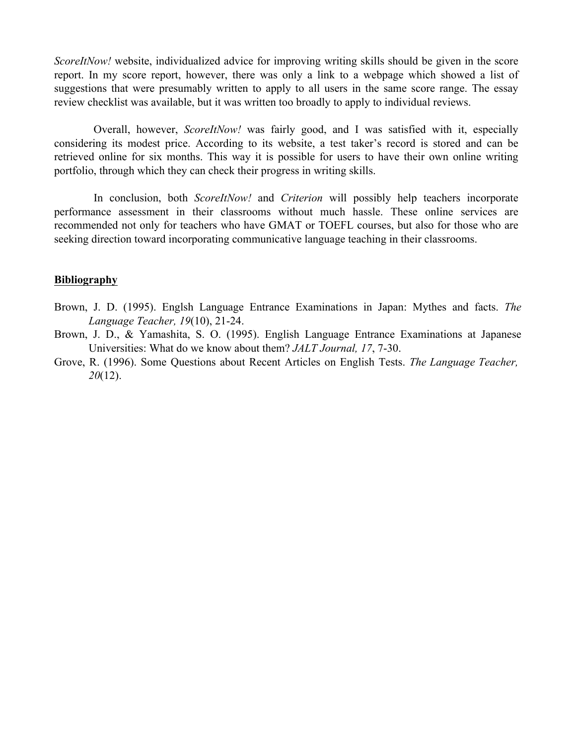*ScoreItNow!* website, individualized advice for improving writing skills should be given in the score report. In my score report, however, there was only a link to a webpage which showed a list of suggestions that were presumably written to apply to all users in the same score range. The essay review checklist was available, but it was written too broadly to apply to individual reviews.

Overall, however, *ScoreItNow!* was fairly good, and I was satisfied with it, especially considering its modest price. According to its website, a test taker's record is stored and can be retrieved online for six months. This way it is possible for users to have their own online writing portfolio, through which they can check their progress in writing skills.

In conclusion, both *ScoreItNow!* and *Criterion* will possibly help teachers incorporate performance assessment in their classrooms without much hassle. These online services are recommended not only for teachers who have GMAT or TOEFL courses, but also for those who are seeking direction toward incorporating communicative language teaching in their classrooms.

## Bibliography

Brown, J. D. (1995). Englsh Language Entrance Examinations in Japan: Mythes and facts. *The Language Teacher, 19*(10), 21-24.

Brown, J. D., & Yamashita, S. O. (1995). English Language Entrance Examinations at Japanese Universities: What do we know about them? *JALT Journal, 17*, 7-30.

Grove, R. (1996). Some Questions about Recent Articles on English Tests. *The Language Teacher, 20*(12).